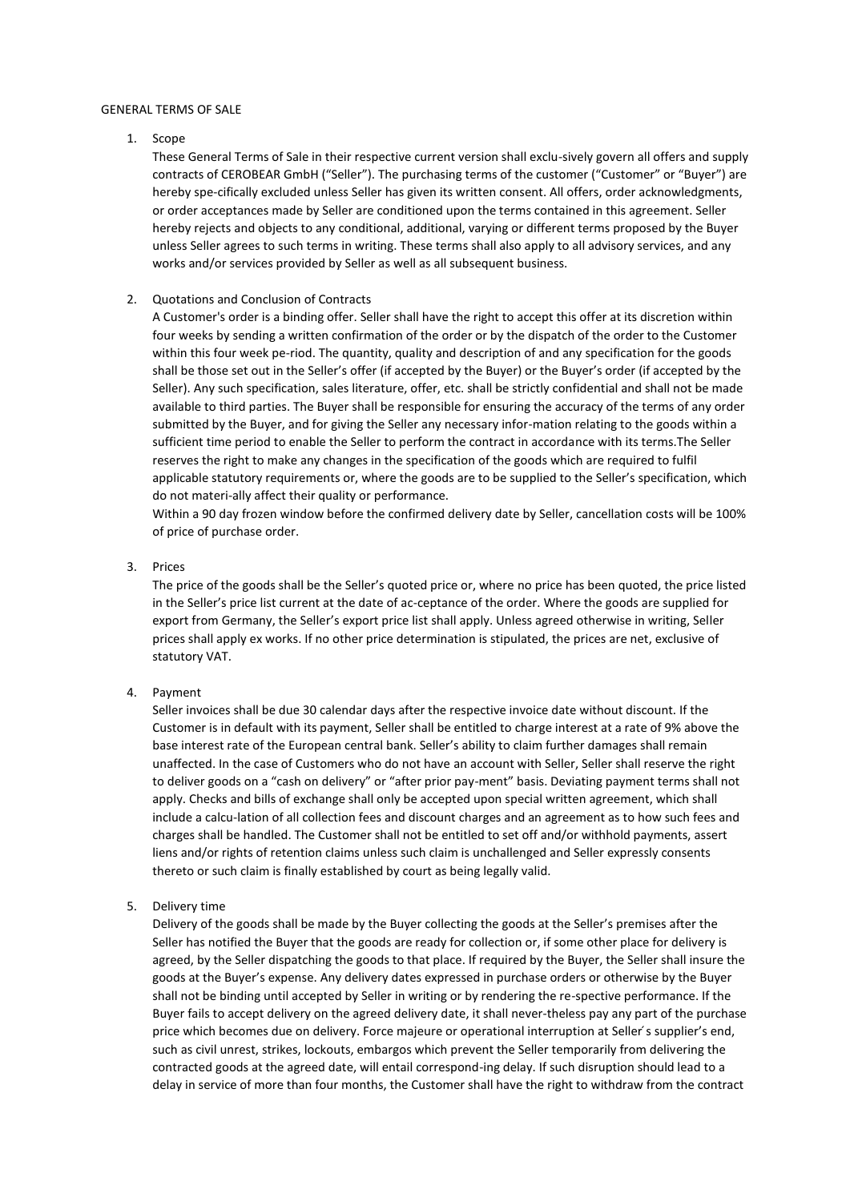GENERAL TERMS OF SALE

1. Scope

   These General Terms of Sale in their respective current version shall exclu-sively govern all offers and supply contracts of CEROBEAR GmbH ("Seller"). The purchasing terms of the customer ("Customer" or "Buyer") are hereby spe-cifically excluded unless Seller has given its written consent. All offers, order acknowledgments, or order acceptances made by Seller are conditioned upon the terms contained in this agreement. Seller hereby rejects and objects to any conditional, additional, varying or different terms proposed by the Buyer unless Seller agrees to such terms in writing. These terms shall also apply to all advisory services, and any works and/or services provided by Seller as well as all subsequent business.

2. Quotations and Conclusion of Contracts

   A Customer's order is a binding offer. Seller shall have the right to accept this offer at its discretion within four weeks by sending a written confirmation of the order or by the dispatch of the order to the Customer within this four week pe-riod. The quantity, quality and description of and any specification for the goods shall be those set out in the Seller's offer (if accepted by the Buyer) or the Buyer's order (if accepted by the Seller). Any such specification, sales literature, offer, etc. shall be strictly confidential and shall not be made available to third parties. The Buyer shall be responsible for ensuring the accuracy of the terms of any order submitted by the Buyer, and for giving the Seller any necessary infor-mation relating to the goods within a sufficient time period to enable the Seller to perform the contract in accordance with its terms.The Seller reserves the right to make any changes in the specification of the goods which are required to fulfil applicable statutory requirements or, where the goods are to be supplied to the Seller's specification, which do not materi-ally affect their quality or performance.

   Within a 90 day frozen window before the confirmed delivery date by Seller, cancellation costs will be 100% of price of purchase order.

3. Prices

   The price of the goods shall be the Seller's quoted price or, where no price has been quoted, the price listed in the Seller's price list current at the date of ac-ceptance of the order. Where the goods are supplied for export from Germany, the Seller's export price list shall apply. Unless agreed otherwise in writing, Seller prices shall apply ex works. If no other price determination is stipulated, the prices are net, exclusive of statutory VAT.

4. Payment

   Seller invoices shall be due 30 calendar days after the respective invoice date without discount. If the Customer is in default with its payment, Seller shall be entitled to charge interest at a rate of 9% above the base interest rate of the European central bank. Seller's ability to claim further damages shall remain unaffected. In the case of Customers who do not have an account with Seller, Seller shall reserve the right to deliver goods on a "cash on delivery" or "after prior pay-ment" basis. Deviating payment terms shall not apply. Checks and bills of exchange shall only be accepted upon special written agreement, which shall include a calcu-lation of all collection fees and discount charges and an agreement as to how such fees and charges shall be handled. The Customer shall not be entitled to set off and/or withhold payments, assert liens and/or rights of retention claims unless such claim is unchallenged and Seller expressly consents thereto or such claim is finally established by court as being legally valid.

5. Delivery time

   Delivery of the goods shall be made by the Buyer collecting the goods at the Seller's premises after the Seller has notified the Buyer that the goods are ready for collection or, if some other place for delivery is agreed, by the Seller dispatching the goods to that place. If required by the Buyer, the Seller shall insure the goods at the Buyer's expense. Any delivery dates expressed in purchase orders or otherwise by the Buyer shall not be binding until accepted by Seller in writing or by rendering the re-spective performance. If the Buyer fails to accept delivery on the agreed delivery date, it shall never-theless pay any part of the purchase price which becomes due on delivery. Force majeure or operational interruption at Seller´s supplier's end, such as civil unrest, strikes, lockouts, embargos which prevent the Seller temporarily from delivering the contracted goods at the agreed date, will entail correspond-ing delay. If such disruption should lead to a delay in service of more than four months, the Customer shall have the right to withdraw from the contract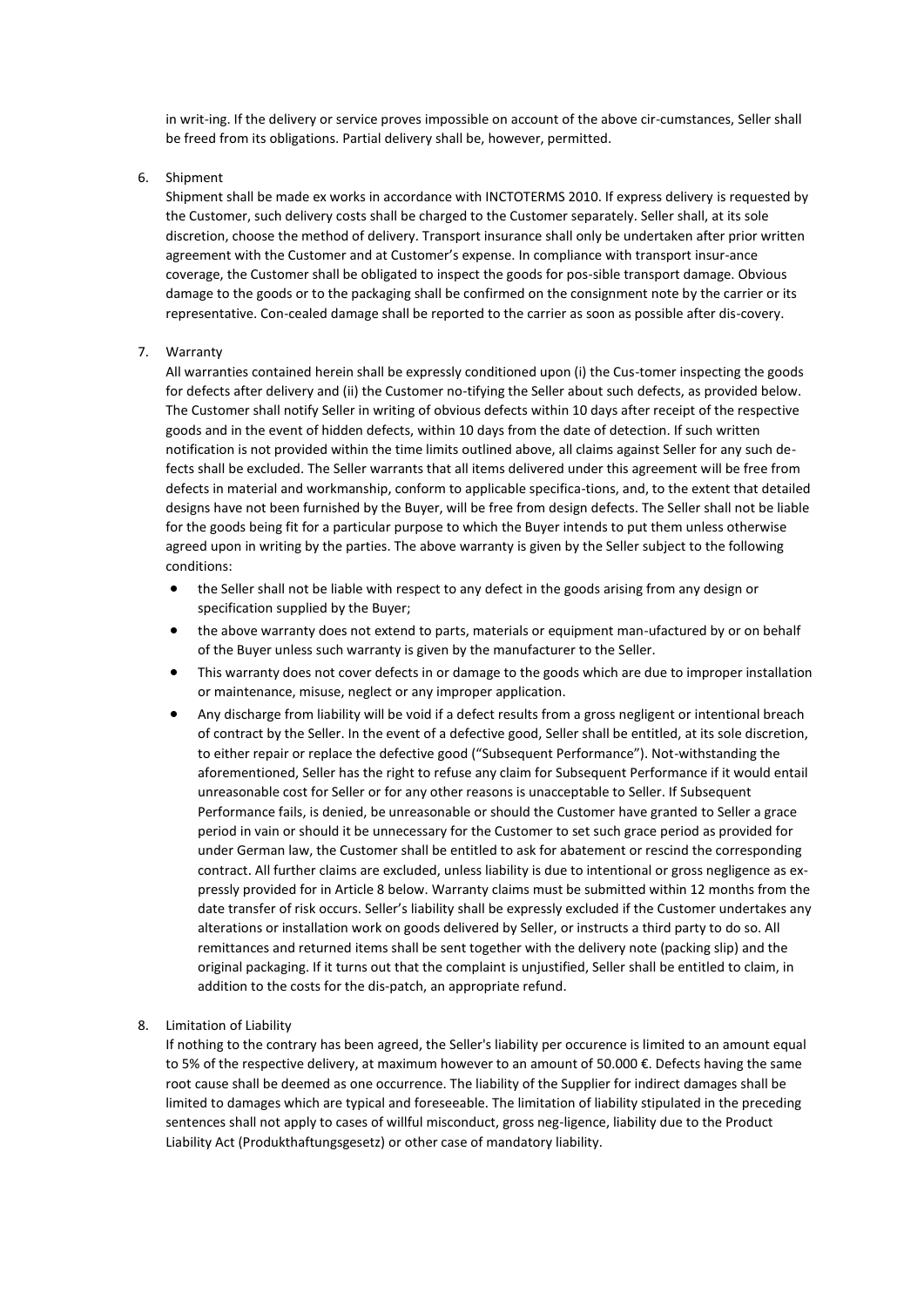in writ-ing. If the delivery or service proves impossible on account of the above cir-cumstances, Seller shall be freed from its obligations. Partial delivery shall be, however, permitted.

6. Shipment

   Shipment shall be made ex works in accordance with INCTOTERMS 2010. If express delivery is requested by the Customer, such delivery costs shall be charged to the Customer separately. Seller shall, at its sole discretion, choose the method of delivery. Transport insurance shall only be undertaken after prior written agreement with the Customer and at Customer's expense. In compliance with transport insur-ance coverage, the Customer shall be obligated to inspect the goods for pos-sible transport damage. Obvious damage to the goods or to the packaging shall be confirmed on the consignment note by the carrier or its representative. Con-cealed damage shall be reported to the carrier as soon as possible after dis-covery.

7. Warranty

   All warranties contained herein shall be expressly conditioned upon (i) the Cus-tomer inspecting the goods for defects after delivery and (ii) the Customer no-tifying the Seller about such defects, as provided below. The Customer shall notify Seller in writing of obvious defects within 10 days after receipt of the respective goods and in the event of hidden defects, within 10 days from the date of detection. If such written notification is not provided within the time limits outlined above, all claims against Seller for any such de-fects shall be excluded. The Seller warrants that all items delivered under this agreement will be free from defects in material and workmanship, conform to applicable specifica-tions, and, to the extent that detailed designs have not been furnished by the Buyer, will be free from design defects. The Seller shall not be liable for the goods being fit for a particular purpose to which the Buyer intends to put them unless otherwise agreed upon in writing by the parties. The above warranty is given by the Seller subject to the following conditions:

   - the Seller shall not be liable with respect to any defect in the goods arising from any design or specification supplied by the Buyer;
   - the above warranty does not extend to parts, materials or equipment man-ufactured by or on behalf of the Buyer unless such warranty is given by the manufacturer to the Seller.
   - This warranty does not cover defects in or damage to the goods which are due to improper installation or maintenance, misuse, neglect or any improper application.
   - Any discharge from liability will be void if a defect results from a gross negligent or intentional breach of contract by the Seller. In the event of a defective good, Seller shall be entitled, at its sole discretion, to either repair or replace the defective good ("Subsequent Performance"). Not-withstanding the aforementioned, Seller has the right to refuse any claim for Subsequent Performance if it would entail unreasonable cost for Seller or for any other reasons is unacceptable to Seller. If Subsequent Performance fails, is denied, be unreasonable or should the Customer have granted to Seller a grace period in vain or should it be unnecessary for the Customer to set such grace period as provided for under German law, the Customer shall be entitled to ask for abatement or rescind the corresponding contract. All further claims are excluded, unless liability is due to intentional or gross negligence as ex-pressly provided for in Article 8 below. Warranty claims must be submitted within 12 months from the date transfer of risk occurs. Seller's liability shall be expressly excluded if the Customer undertakes any alterations or installation work on goods delivered by Seller, or instructs a third party to do so. All remittances and returned items shall be sent together with the delivery note (packing slip) and the original packaging. If it turns out that the complaint is unjustified, Seller shall be entitled to claim, in addition to the costs for the dis-patch, an appropriate refund.

8. Limitation of Liability

   If nothing to the contrary has been agreed, the Seller's liability per occurence is limited to an amount equal to 5% of the respective delivery, at maximum however to an amount of 50.000 €. Defects having the same root cause shall be deemed as one occurrence. The liability of the Supplier for indirect damages shall be limited to damages which are typical and foreseeable. The limitation of liability stipulated in the preceding sentences shall not apply to cases of willful misconduct, gross neg-ligence, liability due to the Product Liability Act (Produkthaftungsgesetz) or other case of mandatory liability.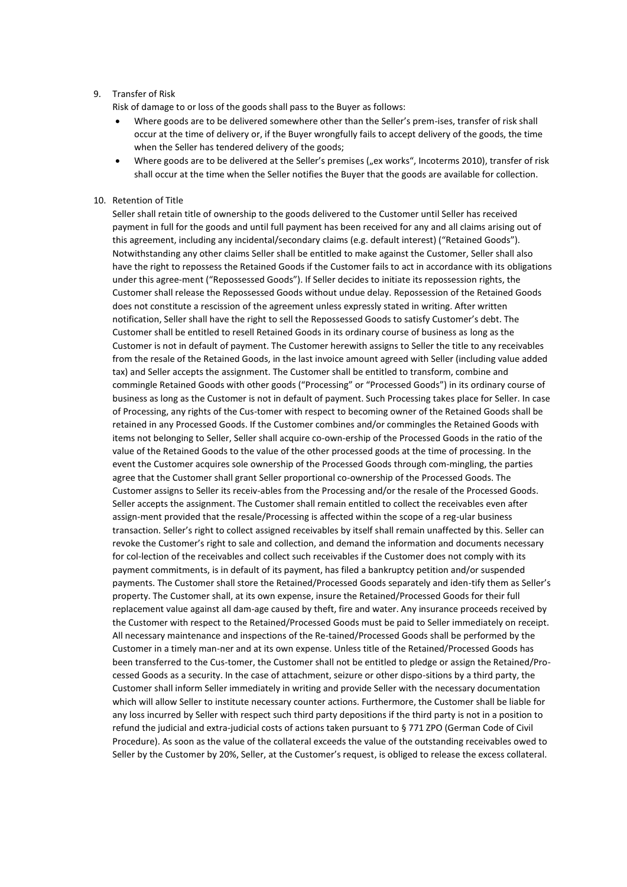9. Transfer of Risk

   Risk of damage to or loss of the goods shall pass to the Buyer as follows:

   - Where goods are to be delivered somewhere other than the Seller's prem-ises, transfer of risk shall occur at the time of delivery or, if the Buyer wrongfully fails to accept delivery of the goods, the time when the Seller has tendered delivery of the goods;
   - Where goods are to be delivered at the Seller's premises („ex works", Incoterms 2010), transfer of risk shall occur at the time when the Seller notifies the Buyer that the goods are available for collection.

10. Retention of Title

    Seller shall retain title of ownership to the goods delivered to the Customer until Seller has received payment in full for the goods and until full payment has been received for any and all claims arising out of this agreement, including any incidental/secondary claims (e.g. default interest) ("Retained Goods"). Notwithstanding any other claims Seller shall be entitled to make against the Customer, Seller shall also have the right to repossess the Retained Goods if the Customer fails to act in accordance with its obligations under this agree-ment ("Repossessed Goods"). If Seller decides to initiate its repossession rights, the Customer shall release the Repossessed Goods without undue delay. Repossession of the Retained Goods does not constitute a rescission of the agreement unless expressly stated in writing. After written notification, Seller shall have the right to sell the Repossessed Goods to satisfy Customer's debt. The Customer shall be entitled to resell Retained Goods in its ordinary course of business as long as the Customer is not in default of payment. The Customer herewith assigns to Seller the title to any receivables from the resale of the Retained Goods, in the last invoice amount agreed with Seller (including value added tax) and Seller accepts the assignment. The Customer shall be entitled to transform, combine and commingle Retained Goods with other goods ("Processing" or "Processed Goods") in its ordinary course of business as long as the Customer is not in default of payment. Such Processing takes place for Seller. In case of Processing, any rights of the Cus-tomer with respect to becoming owner of the Retained Goods shall be retained in any Processed Goods. If the Customer combines and/or commingles the Retained Goods with items not belonging to Seller, Seller shall acquire co-own-ership of the Processed Goods in the ratio of the value of the Retained Goods to the value of the other processed goods at the time of processing. In the event the Customer acquires sole ownership of the Processed Goods through com-mingling, the parties agree that the Customer shall grant Seller proportional co-ownership of the Processed Goods. The Customer assigns to Seller its receiv-ables from the Processing and/or the resale of the Processed Goods. Seller accepts the assignment. The Customer shall remain entitled to collect the receivables even after assign-ment provided that the resale/Processing is affected within the scope of a reg-ular business transaction. Seller's right to collect assigned receivables by itself shall remain unaffected by this. Seller can revoke the Customer's right to sale and collection, and demand the information and documents necessary for col-lection of the receivables and collect such receivables if the Customer does not comply with its payment commitments, is in default of its payment, has filed a bankruptcy petition and/or suspended payments. The Customer shall store the Retained/Processed Goods separately and iden-tify them as Seller's property. The Customer shall, at its own expense, insure the Retained/Processed Goods for their full replacement value against all dam-age caused by theft, fire and water. Any insurance proceeds received by the Customer with respect to the Retained/Processed Goods must be paid to Seller immediately on receipt. All necessary maintenance and inspections of the Re-tained/Processed Goods shall be performed by the Customer in a timely man-ner and at its own expense. Unless title of the Retained/Processed Goods has been transferred to the Cus-tomer, the Customer shall not be entitled to pledge or assign the Retained/Pro-cessed Goods as a security. In the case of attachment, seizure or other dispo-sitions by a third party, the Customer shall inform Seller immediately in writing and provide Seller with the necessary documentation which will allow Seller to institute necessary counter actions. Furthermore, the Customer shall be liable for any loss incurred by Seller with respect such third party depositions if the third party is not in a position to refund the judicial and extra-judicial costs of actions taken pursuant to § 771 ZPO (German Code of Civil Procedure). As soon as the value of the collateral exceeds the value of the outstanding receivables owed to Seller by the Customer by 20%, Seller, at the Customer's request, is obliged to release the excess collateral.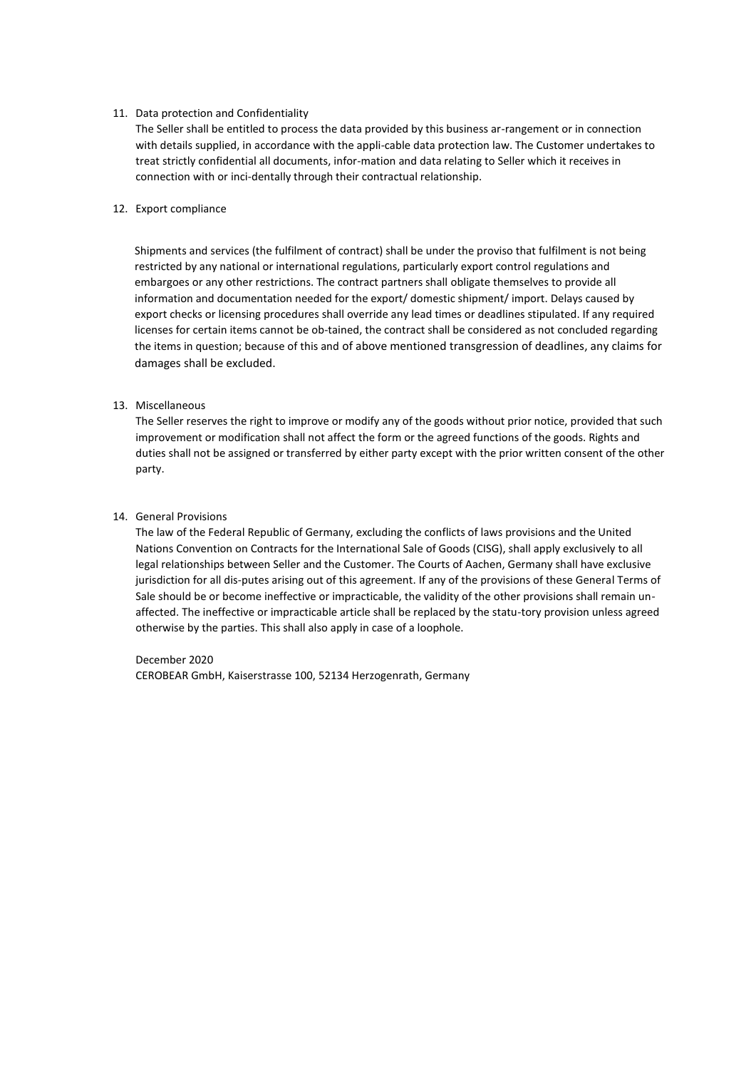11. Data protection and Confidentiality

    The Seller shall be entitled to process the data provided by this business ar-rangement or in connection with details supplied, in accordance with the appli-cable data protection law. The Customer undertakes to treat strictly confidential all documents, infor-mation and data relating to Seller which it receives in connection with or inci-dentally through their contractual relationship.

12. Export compliance

    Shipments and services (the fulfilment of contract) shall be under the proviso that fulfilment is not being restricted by any national or international regulations, particularly export control regulations and embargoes or any other restrictions. The contract partners shall obligate themselves to provide all information and documentation needed for the export/ domestic shipment/ import. Delays caused by export checks or licensing procedures shall override any lead times or deadlines stipulated. If any required licenses for certain items cannot be ob-tained, the contract shall be considered as not concluded regarding the items in question; because of this and of above mentioned transgression of deadlines, any claims for damages shall be excluded.

13. Miscellaneous

    The Seller reserves the right to improve or modify any of the goods without prior notice, provided that such improvement or modification shall not affect the form or the agreed functions of the goods. Rights and duties shall not be assigned or transferred by either party except with the prior written consent of the other party.

14. General Provisions

    The law of the Federal Republic of Germany, excluding the conflicts of laws provisions and the United Nations Convention on Contracts for the International Sale of Goods (CISG), shall apply exclusively to all legal relationships between Seller and the Customer. The Courts of Aachen, Germany shall have exclusive jurisdiction for all dis-putes arising out of this agreement. If any of the provisions of these General Terms of Sale should be or become ineffective or impracticable, the validity of the other provisions shall remain un-affected. The ineffective or impracticable article shall be replaced by the statu-tory provision unless agreed otherwise by the parties. This shall also apply in case of a loophole.

    December 2020
    CEROBEAR GmbH, Kaiserstrasse 100, 52134 Herzogenrath, Germany